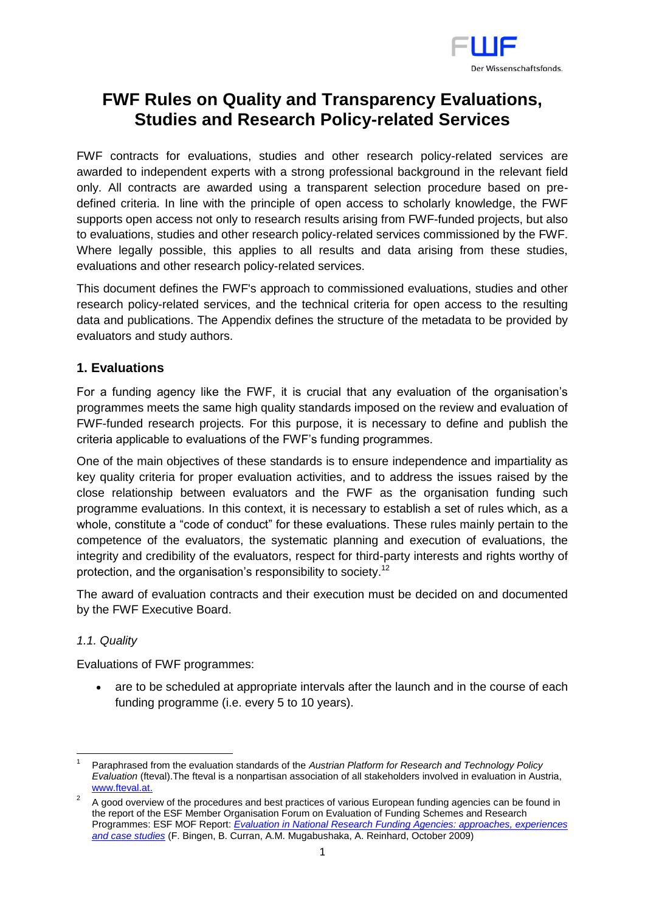# FWF Rules on Quality and Transparency Evaluations, Studies and Research Policy-related Services

FWF contracts for evaluations, studies and other research policy-related services are awarded to independent experts with a strong professional background in the relevant field only. All contracts are awarded using a transparent selection procedure based on pre-defined criteria. In line with the principle of open access to scholarly knowledge, the FWF supports open access not only to research results arising from FWF-funded projects, but also to evaluations, studies and other research policy-related services commissioned by the FWF. Where legally possible, this applies to all results and data arising from these studies, evaluations and other research policy-related services.

This document defines the FWF's approach to commissioned evaluations, studies and other research policy-related services, and the technical criteria for open access to the resulting data and publications. The Appendix defines the structure of the metadata to be provided by evaluators and study authors.

## 1. Evaluations

For a funding agency like the FWF, it is crucial that any evaluation of the organisation's programmes meets the same high quality standards imposed on the review and evaluation of FWF-funded research projects. For this purpose, it is necessary to define and publish the criteria applicable to evaluations of the FWF's funding programmes.

One of the main objectives of these standards is to ensure independence and impartiality as key quality criteria for proper evaluation activities, and to address the issues raised by the close relationship between evaluators and the FWF as the organisation funding such programme evaluations. In this context, it is necessary to establish a set of rules which, as a whole, constitute a "code of conduct" for these evaluations. These rules mainly pertain to the competence of the evaluators, the systematic planning and execution of evaluations, the integrity and credibility of the evaluators, respect for third-party interests and rights worthy of protection, and the organisation's responsibility to society.[1][2]

The award of evaluation contracts and their execution must be decided on and documented by the FWF Executive Board.

### *1.1. Quality*

Evaluations of FWF programmes:

- are to be scheduled at appropriate intervals after the launch and in the course of each funding programme (i.e. every 5 to 10 years).

---

[1] Paraphrased from the evaluation standards of the *Austrian Platform for Research and Technology Policy Evaluation* (fteval).The fteval is a nonpartisan association of all stakeholders involved in evaluation in Austria, www.fteval.at.

[2] A good overview of the procedures and best practices of various European funding agencies can be found in the report of the ESF Member Organisation Forum on Evaluation of Funding Schemes and Research Programmes: ESF MOF Report: *Evaluation in National Research Funding Agencies: approaches, experiences and case studies* (F. Bingen, B. Curran, A.M. Mugabushaka, A. Reinhard, October 2009)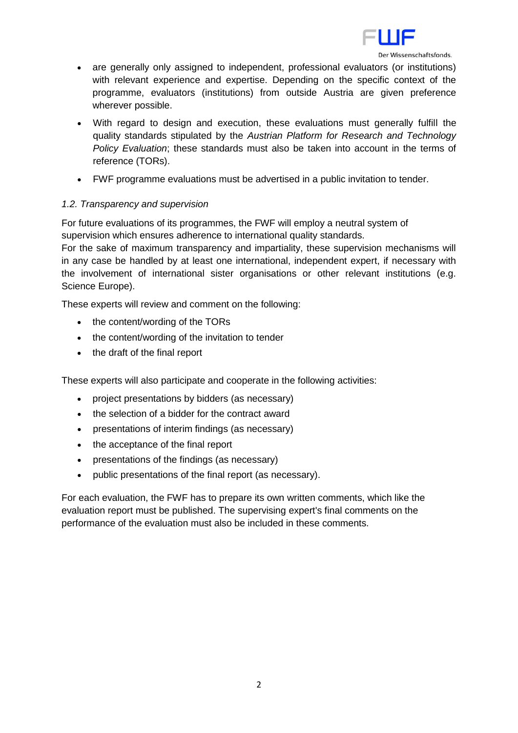- are generally only assigned to independent, professional evaluators (or institutions) with relevant experience and expertise. Depending on the specific context of the programme, evaluators (institutions) from outside Austria are given preference wherever possible.
- With regard to design and execution, these evaluations must generally fulfill the quality standards stipulated by the *Austrian Platform for Research and Technology Policy Evaluation*; these standards must also be taken into account in the terms of reference (TORs).
- FWF programme evaluations must be advertised in a public invitation to tender.

### *1.2. Transparency and supervision*

For future evaluations of its programmes, the FWF will employ a neutral system of supervision which ensures adherence to international quality standards.
For the sake of maximum transparency and impartiality, these supervision mechanisms will in any case be handled by at least one international, independent expert, if necessary with the involvement of international sister organisations or other relevant institutions (e.g. Science Europe).

These experts will review and comment on the following:

- the content/wording of the TORs
- the content/wording of the invitation to tender
- the draft of the final report

These experts will also participate and cooperate in the following activities:

- project presentations by bidders (as necessary)
- the selection of a bidder for the contract award
- presentations of interim findings (as necessary)
- the acceptance of the final report
- presentations of the findings (as necessary)
- public presentations of the final report (as necessary).

For each evaluation, the FWF has to prepare its own written comments, which like the evaluation report must be published. The supervising expert's final comments on the performance of the evaluation must also be included in these comments.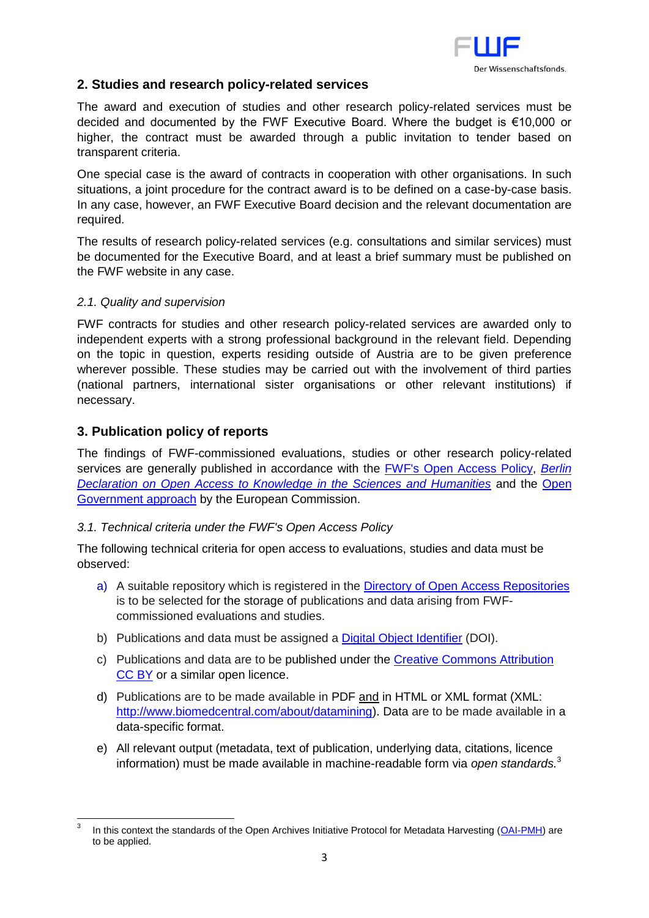## 2. Studies and research policy-related services

The award and execution of studies and other research policy-related services must be decided and documented by the FWF Executive Board. Where the budget is €10,000 or higher, the contract must be awarded through a public invitation to tender based on transparent criteria.

One special case is the award of contracts in cooperation with other organisations. In such situations, a joint procedure for the contract award is to be defined on a case-by-case basis. In any case, however, an FWF Executive Board decision and the relevant documentation are required.

The results of research policy-related services (e.g. consultations and similar services) must be documented for the Executive Board, and at least a brief summary must be published on the FWF website in any case.

### *2.1. Quality and supervision*

FWF contracts for studies and other research policy-related services are awarded only to independent experts with a strong professional background in the relevant field. Depending on the topic in question, experts residing outside of Austria are to be given preference wherever possible. These studies may be carried out with the involvement of third parties (national partners, international sister organisations or other relevant institutions) if necessary.

## 3. Publication policy of reports

The findings of FWF-commissioned evaluations, studies or other research policy-related services are generally published in accordance with the FWF's Open Access Policy, *Berlin Declaration on Open Access to Knowledge in the Sciences and Humanities* and the Open Government approach by the European Commission.

### *3.1. Technical criteria under the FWF's Open Access Policy*

The following technical criteria for open access to evaluations, studies and data must be observed:

a) A suitable repository which is registered in the Directory of Open Access Repositories is to be selected for the storage of publications and data arising from FWF-commissioned evaluations and studies.

b) Publications and data must be assigned a Digital Object Identifier (DOI).

c) Publications and data are to be published under the Creative Commons Attribution CC BY or a similar open licence.

d) Publications are to be made available in PDF and in HTML or XML format (XML: http://www.biomedcentral.com/about/datamining). Data are to be made available in a data-specific format.

e) All relevant output (metadata, text of publication, underlying data, citations, licence information) must be made available in machine-readable form via *open standards.*[3]

[3] In this context the standards of the Open Archives Initiative Protocol for Metadata Harvesting (OAI-PMH) are to be applied.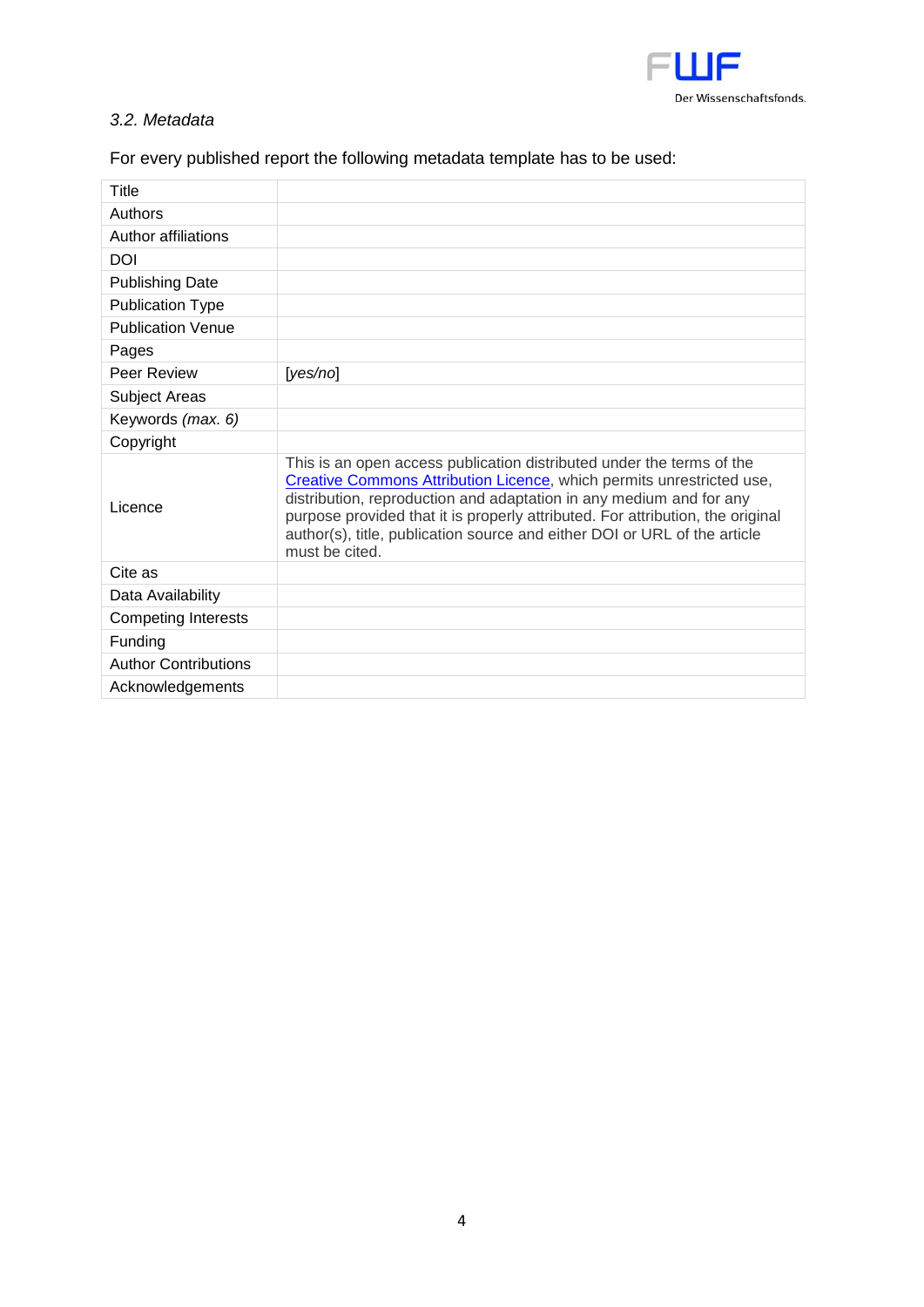### *3.2. Metadata*

For every published report the following metadata template has to be used:

| | |
|---|---|
| Title | |
| Authors | |
| Author affiliations | |
| DOI | |
| Publishing Date | |
| Publication Type | |
| Publication Venue | |
| Pages | |
| Peer Review | [*yes/no*] |
| Subject Areas | |
| Keywords *(max. 6)* | |
| Copyright | |
| Licence | This is an open access publication distributed under the terms of the Creative Commons Attribution Licence, which permits unrestricted use, distribution, reproduction and adaptation in any medium and for any purpose provided that it is properly attributed. For attribution, the original author(s), title, publication source and either DOI or URL of the article must be cited. |
| Cite as | |
| Data Availability | |
| Competing Interests | |
| Funding | |
| Author Contributions | |
| Acknowledgements | |